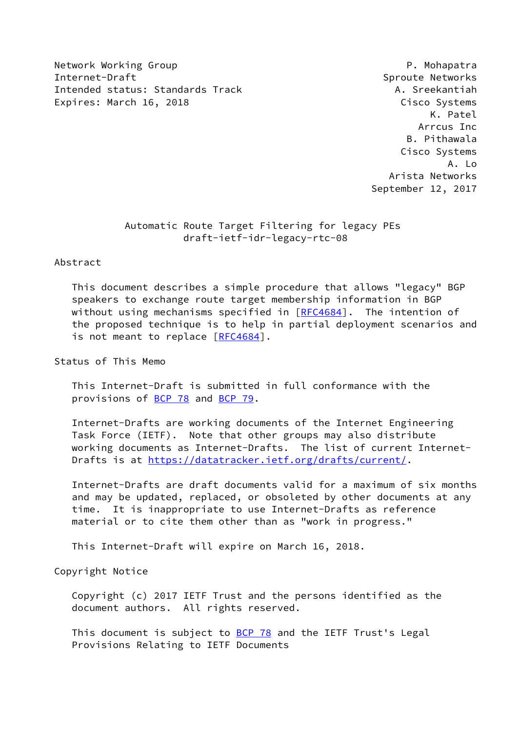Network Working Group P. Mohapatra
Internet-Draft Sproute Networks
Intended status: Standards Track A. Sreekantiah
Expires: March 16, 2018 Cisco Systems
K. Patel
Arrcus Inc
B. Pithawala
Cisco Systems
A. Lo
Arista Networks
September 12, 2017

# Automatic Route Target Filtering for legacy PEs
## draft-ietf-idr-legacy-rtc-08

## Abstract

This document describes a simple procedure that allows "legacy" BGP speakers to exchange route target membership information in BGP without using mechanisms specified in [RFC4684]. The intention of the proposed technique is to help in partial deployment scenarios and is not meant to replace [RFC4684].

## Status of This Memo

This Internet-Draft is submitted in full conformance with the provisions of BCP 78 and BCP 79.

Internet-Drafts are working documents of the Internet Engineering Task Force (IETF). Note that other groups may also distribute working documents as Internet-Drafts. The list of current Internet-Drafts is at https://datatracker.ietf.org/drafts/current/.

Internet-Drafts are draft documents valid for a maximum of six months and may be updated, replaced, or obsoleted by other documents at any time. It is inappropriate to use Internet-Drafts as reference material or to cite them other than as "work in progress."

This Internet-Draft will expire on March 16, 2018.

## Copyright Notice

Copyright (c) 2017 IETF Trust and the persons identified as the document authors. All rights reserved.

This document is subject to BCP 78 and the IETF Trust's Legal Provisions Relating to IETF Documents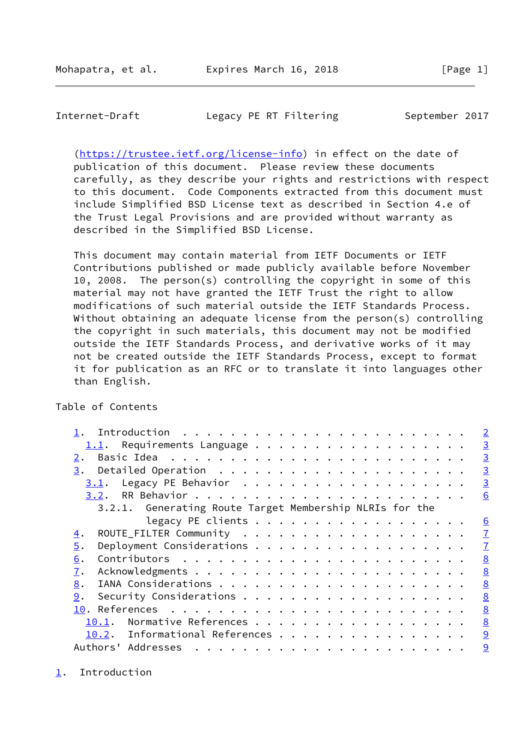(https://trustee.ietf.org/license-info) in effect on the date of publication of this document. Please review these documents carefully, as they describe your rights and restrictions with respect to this document. Code Components extracted from this document must include Simplified BSD License text as described in Section 4.e of the Trust Legal Provisions and are provided without warranty as described in the Simplified BSD License.

This document may contain material from IETF Documents or IETF Contributions published or made publicly available before November 10, 2008. The person(s) controlling the copyright in some of this material may not have granted the IETF Trust the right to allow modifications of such material outside the IETF Standards Process. Without obtaining an adequate license from the person(s) controlling the copyright in such materials, this document may not be modified outside the IETF Standards Process, and derivative works of it may not be created outside the IETF Standards Process, except to format it for publication as an RFC or to translate it into languages other than English.

Table of Contents

```
   1.  Introduction . . . . . . . . . . . . . . . . . . . . . . . .   2
     1.1.  Requirements Language . . . . . . . . . . . . . . . . . .   3
   2.  Basic Idea . . . . . . . . . . . . . . . . . . . . . . . . .   3
   3.  Detailed Operation . . . . . . . . . . . . . . . . . . . . .   3
     3.1.  Legacy PE Behavior . . . . . . . . . . . . . . . . . . .   3
     3.2.  RR Behavior . . . . . . . . . . . . . . . . . . . . . . .   6
       3.2.1.  Generating Route Target Membership NLRIs for the
               legacy PE clients . . . . . . . . . . . . . . . . . .   6
   4.  ROUTE_FILTER Community . . . . . . . . . . . . . . . . . . .   7
   5.  Deployment Considerations . . . . . . . . . . . . . . . . . .   7
   6.  Contributors . . . . . . . . . . . . . . . . . . . . . . . .   8
   7.  Acknowledgments . . . . . . . . . . . . . . . . . . . . . . .   8
   8.  IANA Considerations . . . . . . . . . . . . . . . . . . . . .   8
   9.  Security Considerations . . . . . . . . . . . . . . . . . . .   8
   10. References . . . . . . . . . . . . . . . . . . . . . . . . .   8
     10.1.  Normative References . . . . . . . . . . . . . . . . . .   8
     10.2.  Informational References . . . . . . . . . . . . . . . .   9
   Authors' Addresses . . . . . . . . . . . . . . . . . . . . . . .   9
```

## 1. Introduction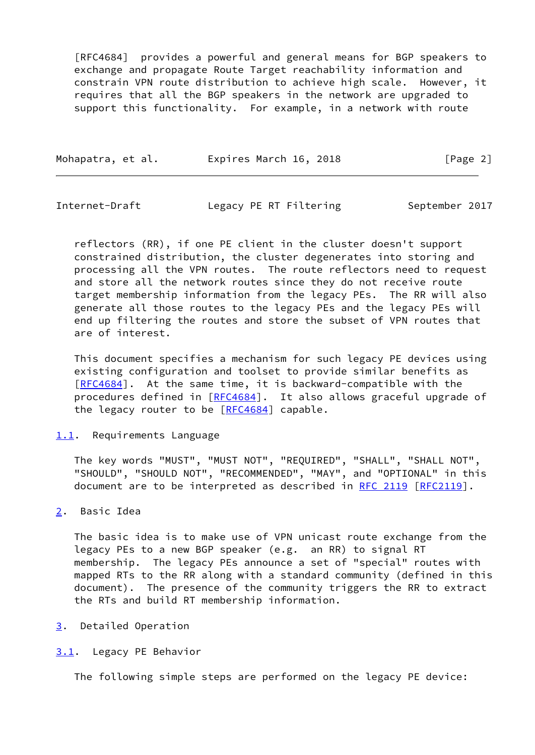[RFC4684] provides a powerful and general means for BGP speakers to exchange and propagate Route Target reachability information and constrain VPN route distribution to achieve high scale. However, it requires that all the BGP speakers in the network are upgraded to support this functionality. For example, in a network with route reflectors (RR), if one PE client in the cluster doesn't support constrained distribution, the cluster degenerates into storing and processing all the VPN routes. The route reflectors need to request and store all the network routes since they do not receive route target membership information from the legacy PEs. The RR will also generate all those routes to the legacy PEs and the legacy PEs will end up filtering the routes and store the subset of VPN routes that are of interest.

This document specifies a mechanism for such legacy PE devices using existing configuration and toolset to provide similar benefits as [RFC4684]. At the same time, it is backward-compatible with the procedures defined in [RFC4684]. It also allows graceful upgrade of the legacy router to be [RFC4684] capable.

### 1.1. Requirements Language

The key words "MUST", "MUST NOT", "REQUIRED", "SHALL", "SHALL NOT", "SHOULD", "SHOULD NOT", "RECOMMENDED", "MAY", and "OPTIONAL" in this document are to be interpreted as described in RFC 2119 [RFC2119].

## 2. Basic Idea

The basic idea is to make use of VPN unicast route exchange from the legacy PEs to a new BGP speaker (e.g. an RR) to signal RT membership. The legacy PEs announce a set of "special" routes with mapped RTs to the RR along with a standard community (defined in this document). The presence of the community triggers the RR to extract the RTs and build RT membership information.

## 3. Detailed Operation

### 3.1. Legacy PE Behavior

The following simple steps are performed on the legacy PE device: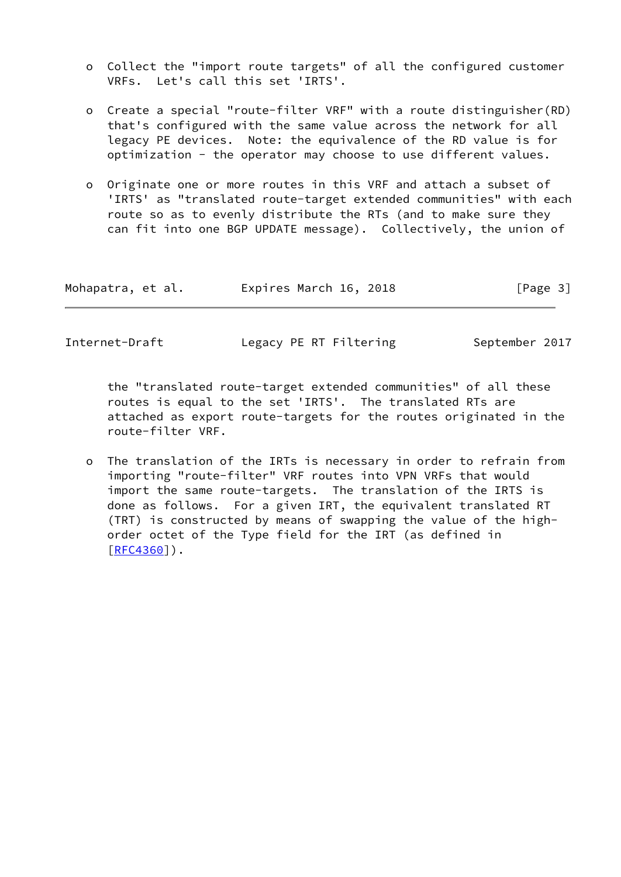- Collect the "import route targets" of all the configured customer VRFs. Let's call this set 'IRTS'.

- Create a special "route-filter VRF" with a route distinguisher(RD) that's configured with the same value across the network for all legacy PE devices. Note: the equivalence of the RD value is for optimization - the operator may choose to use different values.

- Originate one or more routes in this VRF and attach a subset of 'IRTS' as "translated route-target extended communities" with each route so as to evenly distribute the RTs (and to make sure they can fit into one BGP UPDATE message). Collectively, the union of the "translated route-target extended communities" of all these routes is equal to the set 'IRTS'. The translated RTs are attached as export route-targets for the routes originated in the route-filter VRF.

- The translation of the IRTs is necessary in order to refrain from importing "route-filter" VRF routes into VPN VRFs that would import the same route-targets. The translation of the IRTS is done as follows. For a given IRT, the equivalent translated RT (TRT) is constructed by means of swapping the value of the high-order octet of the Type field for the IRT (as defined in [RFC4360]).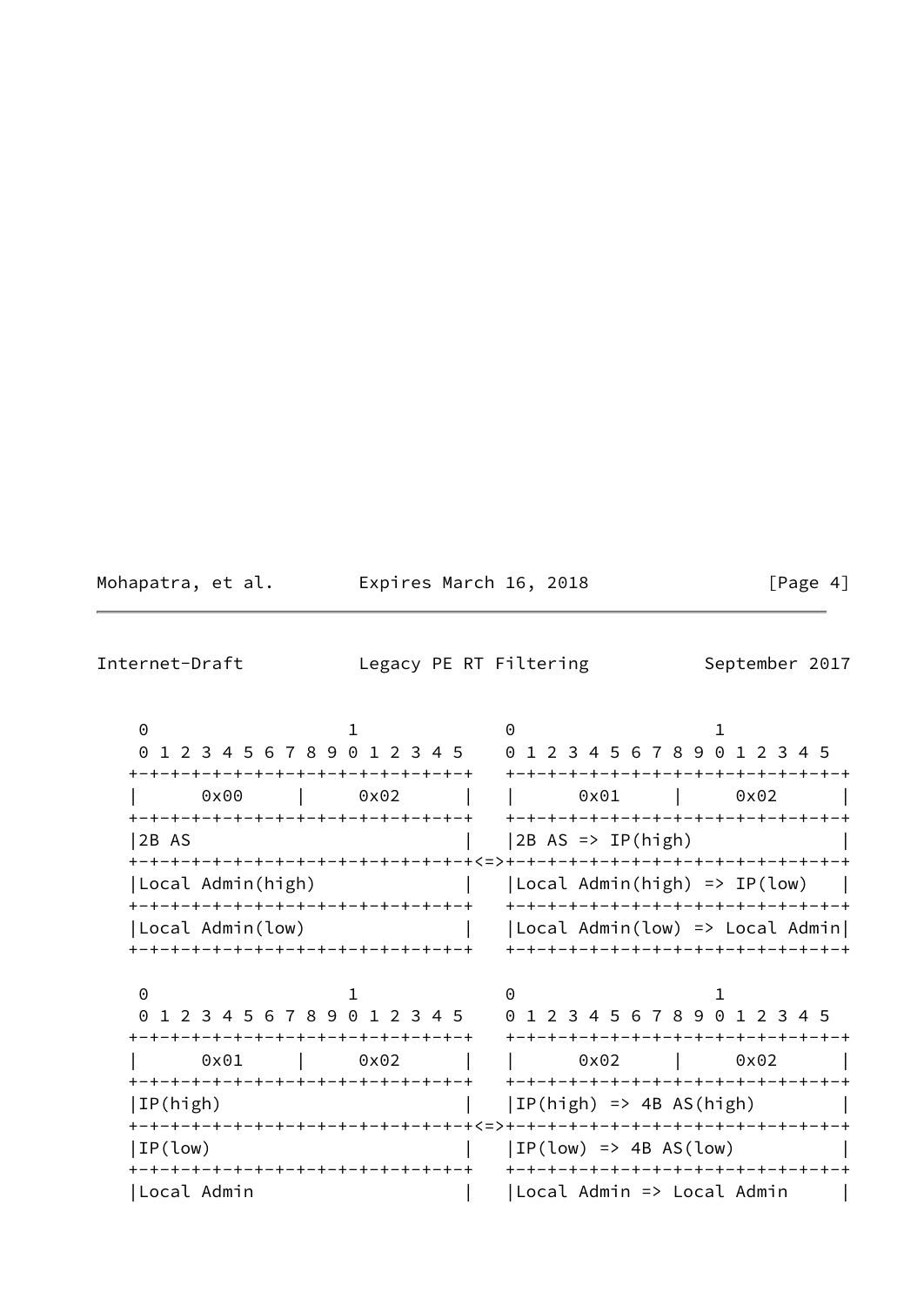```
    0                   1            0                   1
    0 1 2 3 4 5 6 7 8 9 0 1 2 3 4 5   0 1 2 3 4 5 6 7 8 9 0 1 2 3 4 5
   +-+-+-+-+-+-+-+-+-+-+-+-+-+-+-+-+   +-+-+-+-+-+-+-+-+-+-+-+-+-+-+-+-+
   |      0x00     |      0x02     |   |      0x01     |     0x02      |
   +-+-+-+-+-+-+-+-+-+-+-+-+-+-+-+-+   +-+-+-+-+-+-+-+-+-+-+-+-+-+-+-+-+
   |2B AS                          |   |2B AS => IP(high)              |
   +-+-+-+-+-+-+-+-+-+-+-+-+-+-+-+-+<=>+-+-+-+-+-+-+-+-+-+-+-+-+-+-+-+-+
   |Local Admin(high)              |   |Local Admin(high) => IP(low)   |
   +-+-+-+-+-+-+-+-+-+-+-+-+-+-+-+-+   +-+-+-+-+-+-+-+-+-+-+-+-+-+-+-+-+
   |Local Admin(low)               |   |Local Admin(low) => Local Admin|
   +-+-+-+-+-+-+-+-+-+-+-+-+-+-+-+-+   +-+-+-+-+-+-+-+-+-+-+-+-+-+-+-+-+

    0                   1            0                   1
    0 1 2 3 4 5 6 7 8 9 0 1 2 3 4 5   0 1 2 3 4 5 6 7 8 9 0 1 2 3 4 5
   +-+-+-+-+-+-+-+-+-+-+-+-+-+-+-+-+   +-+-+-+-+-+-+-+-+-+-+-+-+-+-+-+-+
   |      0x01     |      0x02     |   |      0x02     |     0x02      |
   +-+-+-+-+-+-+-+-+-+-+-+-+-+-+-+-+   +-+-+-+-+-+-+-+-+-+-+-+-+-+-+-+-+
   |IP(high)                       |   |IP(high) => 4B AS(high)        |
   +-+-+-+-+-+-+-+-+-+-+-+-+-+-+-+-+<=>+-+-+-+-+-+-+-+-+-+-+-+-+-+-+-+-+
   |IP(low)                        |   |IP(low) => 4B AS(low)          |
   +-+-+-+-+-+-+-+-+-+-+-+-+-+-+-+-+   +-+-+-+-+-+-+-+-+-+-+-+-+-+-+-+-+
   |Local Admin                    |   |Local Admin => Local Admin     |
```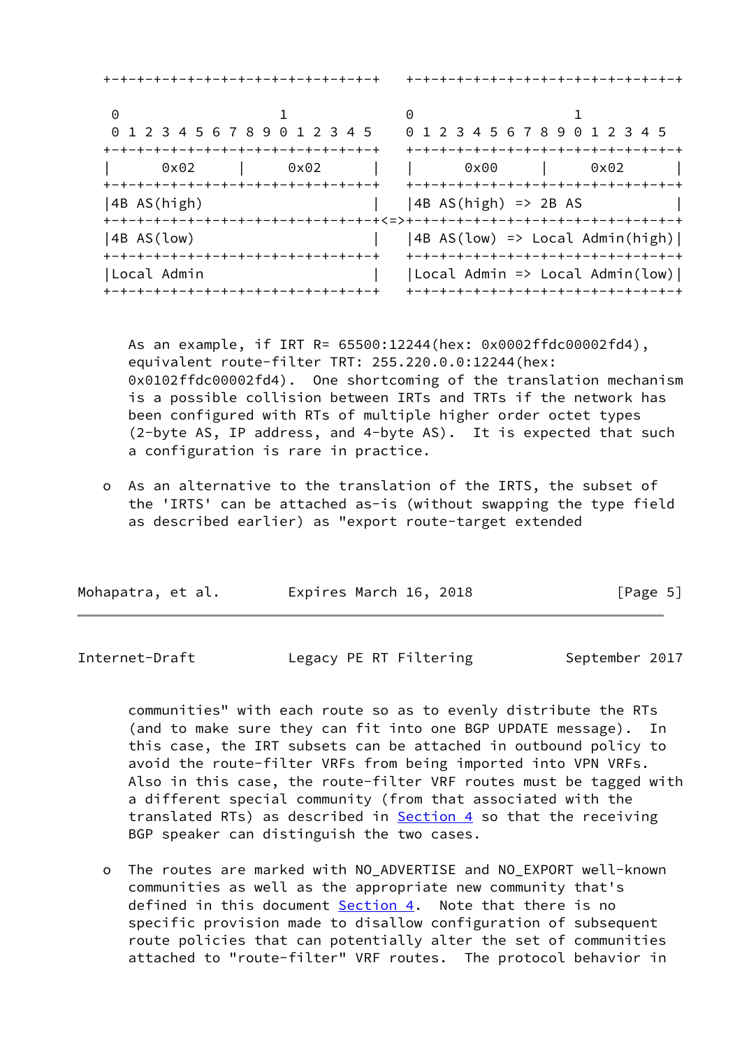```
+-+-+-+-+-+-+-+-+-+-+-+-+-+-+-+-+   +-+-+-+-+-+-+-+-+-+-+-+-+-+-+-+-+

 0                   1               0                   1
 0 1 2 3 4 5 6 7 8 9 0 1 2 3 4 5     0 1 2 3 4 5 6 7 8 9 0 1 2 3 4 5
+-+-+-+-+-+-+-+-+-+-+-+-+-+-+-+-+   +-+-+-+-+-+-+-+-+-+-+-+-+-+-+-+-+
|      0x02      |      0x02      |   |      0x00      |      0x02      |
+-+-+-+-+-+-+-+-+-+-+-+-+-+-+-+-+   +-+-+-+-+-+-+-+-+-+-+-+-+-+-+-+-+
|4B AS(high)                      |   |4B AS(high) => 2B AS             |
+-+-+-+-+-+-+-+-+-+-+-+-+-+-+-+-+<=>+-+-+-+-+-+-+-+-+-+-+-+-+-+-+-+-+
|4B AS(low)                       |   |4B AS(low) => Local Admin(high)|
+-+-+-+-+-+-+-+-+-+-+-+-+-+-+-+-+   +-+-+-+-+-+-+-+-+-+-+-+-+-+-+-+-+
|Local Admin                      |   |Local Admin => Local Admin(low)|
+-+-+-+-+-+-+-+-+-+-+-+-+-+-+-+-+   +-+-+-+-+-+-+-+-+-+-+-+-+-+-+-+-+
```

As an example, if IRT R= 65500:12244(hex: 0x0002ffdc00002fd4), equivalent route-filter TRT: 255.220.0.0:12244(hex: 0x0102ffdc00002fd4). One shortcoming of the translation mechanism is a possible collision between IRTs and TRTs if the network has been configured with RTs of multiple higher order octet types (2-byte AS, IP address, and 4-byte AS). It is expected that such a configuration is rare in practice.

- As an alternative to the translation of the IRTS, the subset of the 'IRTS' can be attached as-is (without swapping the type field as described earlier) as "export route-target extended communities" with each route so as to evenly distribute the RTs (and to make sure they can fit into one BGP UPDATE message). In this case, the IRT subsets can be attached in outbound policy to avoid the route-filter VRFs from being imported into VPN VRFs. Also in this case, the route-filter VRF routes must be tagged with a different special community (from that associated with the translated RTs) as described in Section 4 so that the receiving BGP speaker can distinguish the two cases.

- The routes are marked with NO_ADVERTISE and NO_EXPORT well-known communities as well as the appropriate new community that's defined in this document Section 4. Note that there is no specific provision made to disallow configuration of subsequent route policies that can potentially alter the set of communities attached to "route-filter" VRF routes. The protocol behavior in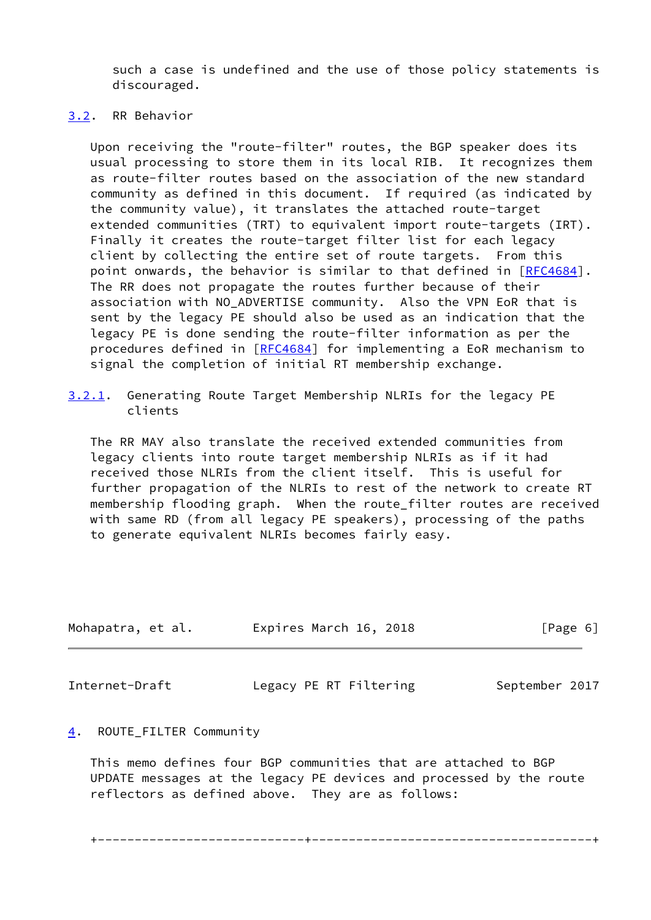such a case is undefined and the use of those policy statements is discouraged.

### 3.2. RR Behavior

Upon receiving the "route-filter" routes, the BGP speaker does its usual processing to store them in its local RIB. It recognizes them as route-filter routes based on the association of the new standard community as defined in this document. If required (as indicated by the community value), it translates the attached route-target extended communities (TRT) to equivalent import route-targets (IRT). Finally it creates the route-target filter list for each legacy client by collecting the entire set of route targets. From this point onwards, the behavior is similar to that defined in [RFC4684]. The RR does not propagate the routes further because of their association with NO_ADVERTISE community. Also the VPN EoR that is sent by the legacy PE should also be used as an indication that the legacy PE is done sending the route-filter information as per the procedures defined in [RFC4684] for implementing a EoR mechanism to signal the completion of initial RT membership exchange.

#### 3.2.1. Generating Route Target Membership NLRIs for the legacy PE clients

The RR MAY also translate the received extended communities from legacy clients into route target membership NLRIs as if it had received those NLRIs from the client itself. This is useful for further propagation of the NLRIs to rest of the network to create RT membership flooding graph. When the route_filter routes are received with same RD (from all legacy PE speakers), processing of the paths to generate equivalent NLRIs becomes fairly easy.

## 4. ROUTE_FILTER Community

This memo defines four BGP communities that are attached to BGP UPDATE messages at the legacy PE devices and processed by the route reflectors as defined above. They are as follows: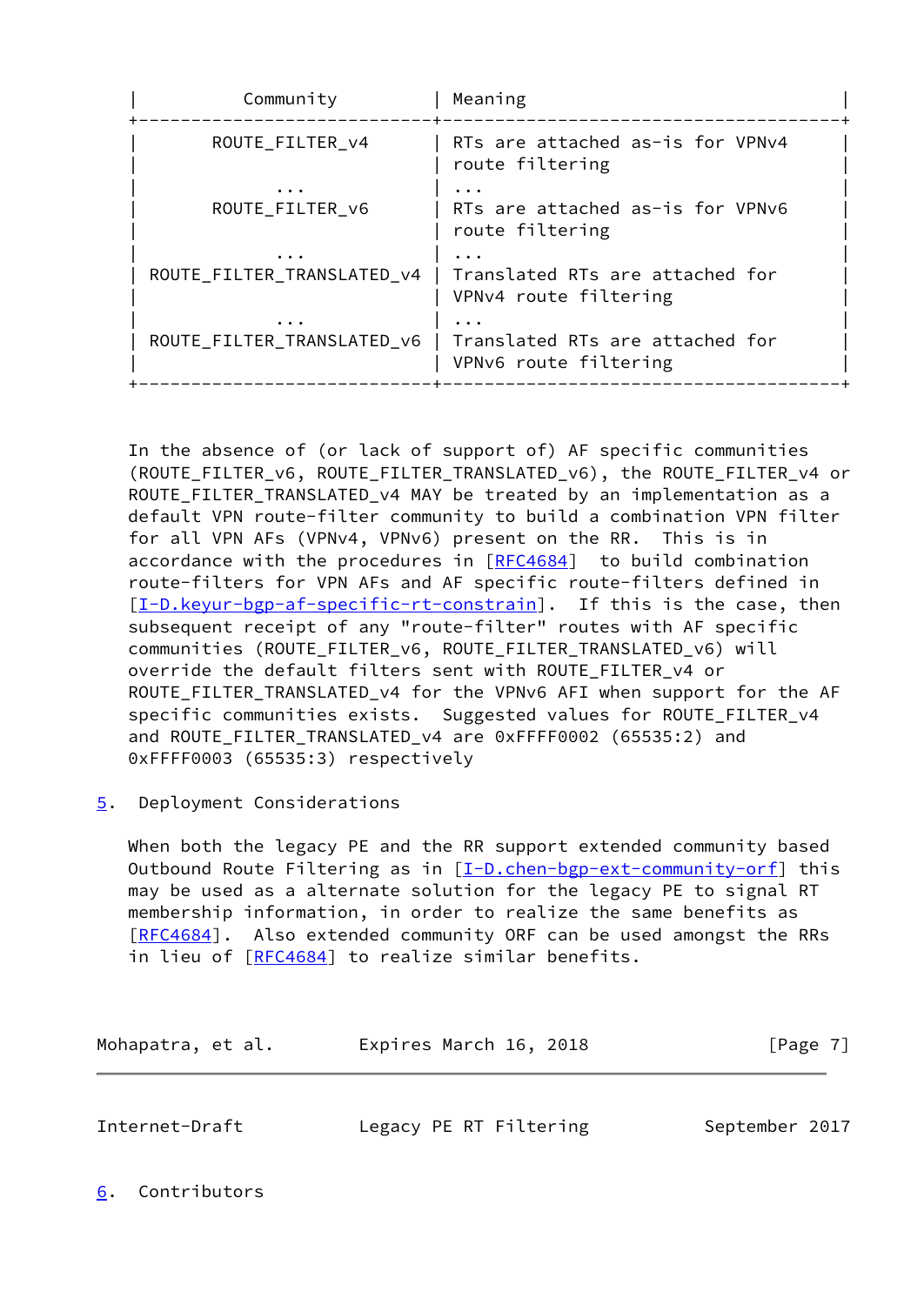| Community | Meaning |
| --- | --- |
| ROUTE_FILTER_v4 | RTs are attached as-is for VPNv4 route filtering |
| ... | ... |
| ROUTE_FILTER_v6 | RTs are attached as-is for VPNv6 route filtering |
| ... | ... |
| ROUTE_FILTER_TRANSLATED_v4 | Translated RTs are attached for VPNv4 route filtering |
| ... | ... |
| ROUTE_FILTER_TRANSLATED_v6 | Translated RTs are attached for VPNv6 route filtering |

In the absence of (or lack of support of) AF specific communities (ROUTE_FILTER_v6, ROUTE_FILTER_TRANSLATED_v6), the ROUTE_FILTER_v4 or ROUTE_FILTER_TRANSLATED_v4 MAY be treated by an implementation as a default VPN route-filter community to build a combination VPN filter for all VPN AFs (VPNv4, VPNv6) present on the RR. This is in accordance with the procedures in [RFC4684] to build combination route-filters for VPN AFs and AF specific route-filters defined in [I-D.keyur-bgp-af-specific-rt-constrain]. If this is the case, then subsequent receipt of any "route-filter" routes with AF specific communities (ROUTE_FILTER_v6, ROUTE_FILTER_TRANSLATED_v6) will override the default filters sent with ROUTE_FILTER_v4 or ROUTE_FILTER_TRANSLATED_v4 for the VPNv6 AFI when support for the AF specific communities exists. Suggested values for ROUTE_FILTER_v4 and ROUTE_FILTER_TRANSLATED_v4 are 0xFFFF0002 (65535:2) and 0xFFFF0003 (65535:3) respectively

## 5. Deployment Considerations

When both the legacy PE and the RR support extended community based Outbound Route Filtering as in [I-D.chen-bgp-ext-community-orf] this may be used as a alternate solution for the legacy PE to signal RT membership information, in order to realize the same benefits as [RFC4684]. Also extended community ORF can be used amongst the RRs in lieu of [RFC4684] to realize similar benefits.

## 6. Contributors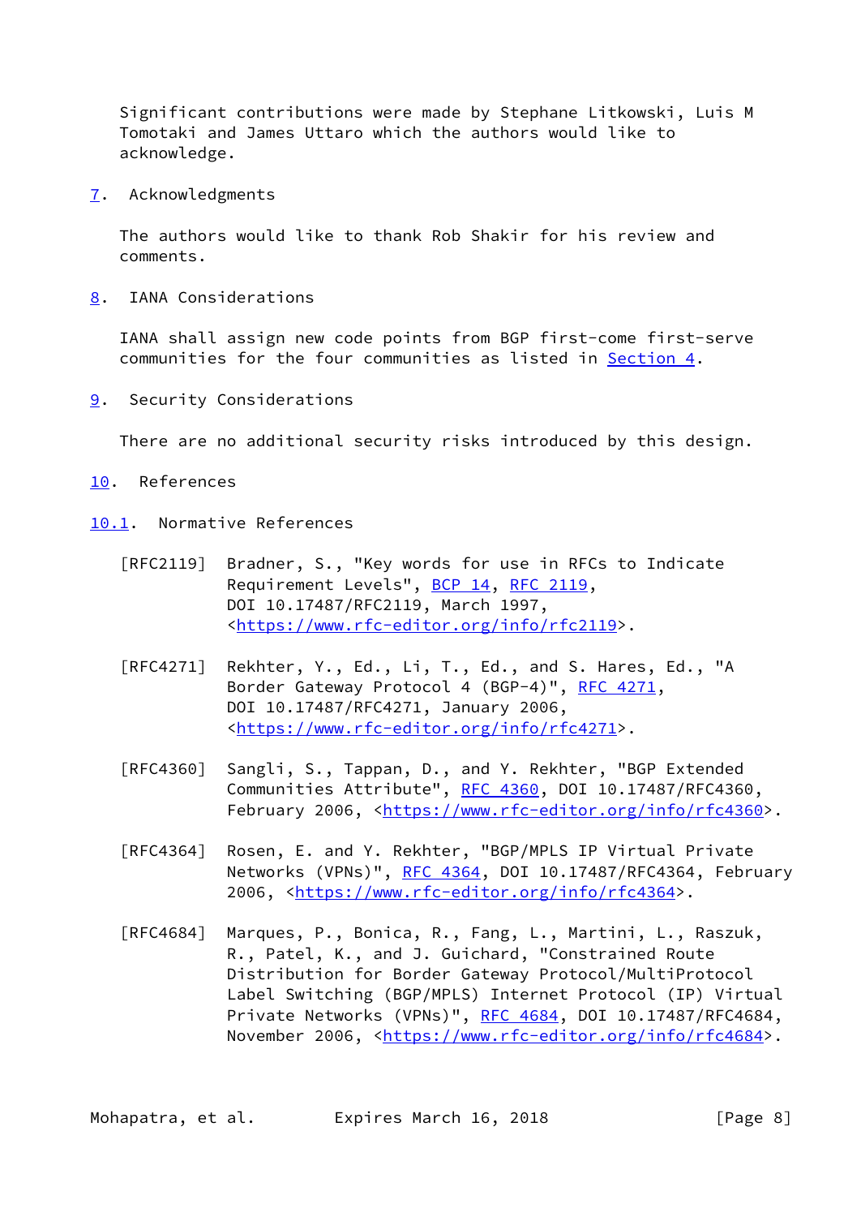Significant contributions were made by Stephane Litkowski, Luis M Tomotaki and James Uttaro which the authors would like to acknowledge.

## 7. Acknowledgments

The authors would like to thank Rob Shakir for his review and comments.

## 8. IANA Considerations

IANA shall assign new code points from BGP first-come first-serve communities for the four communities as listed in Section 4.

## 9. Security Considerations

There are no additional security risks introduced by this design.

## 10. References

### 10.1. Normative References

[RFC2119] Bradner, S., "Key words for use in RFCs to Indicate Requirement Levels", BCP 14, RFC 2119, DOI 10.17487/RFC2119, March 1997, <https://www.rfc-editor.org/info/rfc2119>.

[RFC4271] Rekhter, Y., Ed., Li, T., Ed., and S. Hares, Ed., "A Border Gateway Protocol 4 (BGP-4)", RFC 4271, DOI 10.17487/RFC4271, January 2006, <https://www.rfc-editor.org/info/rfc4271>.

[RFC4360] Sangli, S., Tappan, D., and Y. Rekhter, "BGP Extended Communities Attribute", RFC 4360, DOI 10.17487/RFC4360, February 2006, <https://www.rfc-editor.org/info/rfc4360>.

[RFC4364] Rosen, E. and Y. Rekhter, "BGP/MPLS IP Virtual Private Networks (VPNs)", RFC 4364, DOI 10.17487/RFC4364, February 2006, <https://www.rfc-editor.org/info/rfc4364>.

[RFC4684] Marques, P., Bonica, R., Fang, L., Martini, L., Raszuk, R., Patel, K., and J. Guichard, "Constrained Route Distribution for Border Gateway Protocol/MultiProtocol Label Switching (BGP/MPLS) Internet Protocol (IP) Virtual Private Networks (VPNs)", RFC 4684, DOI 10.17487/RFC4684, November 2006, <https://www.rfc-editor.org/info/rfc4684>.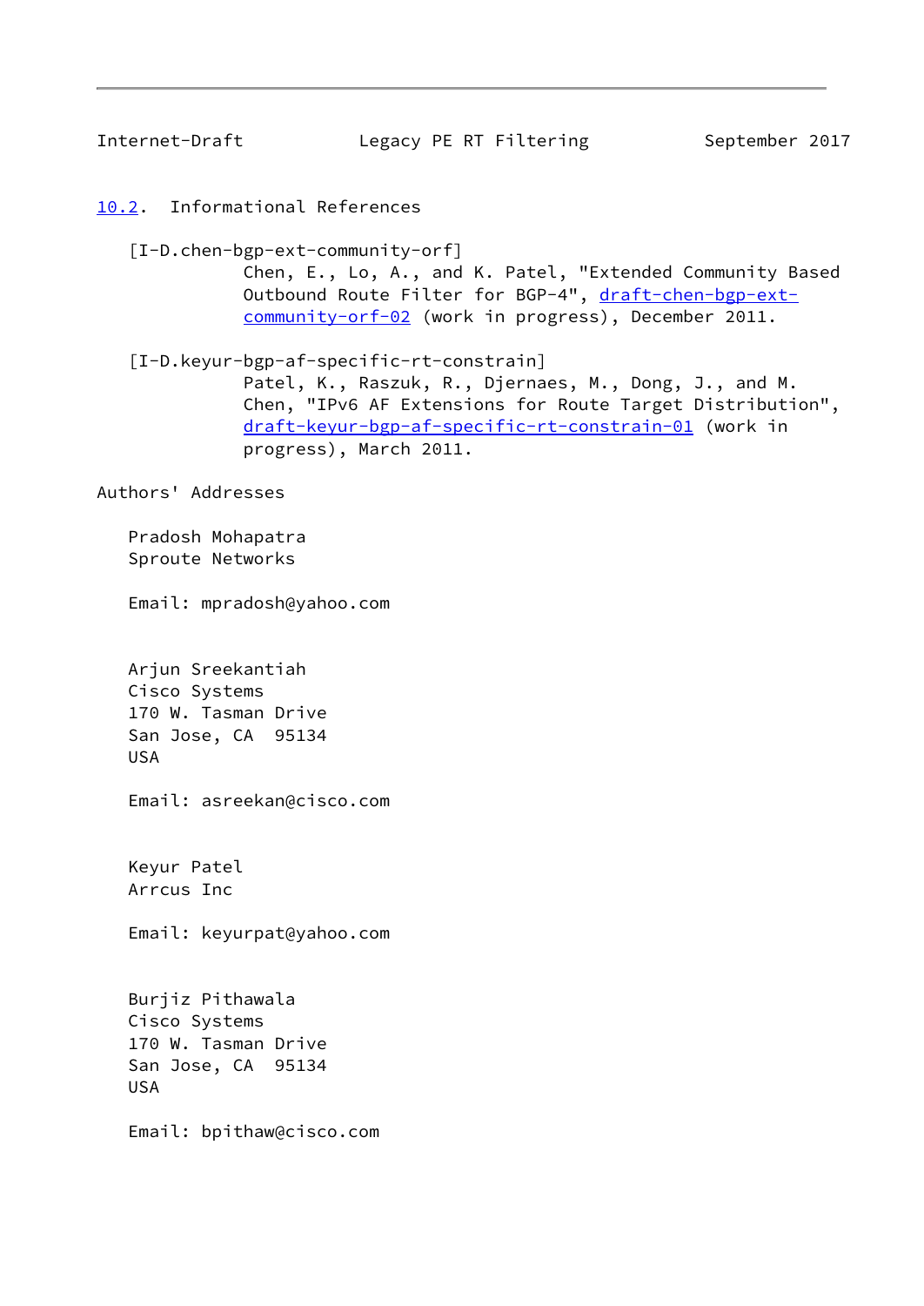### 10.2. Informational References

[I-D.chen-bgp-ext-community-orf]
Chen, E., Lo, A., and K. Patel, "Extended Community Based Outbound Route Filter for BGP-4", draft-chen-bgp-ext-community-orf-02 (work in progress), December 2011.

[I-D.keyur-bgp-af-specific-rt-constrain]
Patel, K., Raszuk, R., Djernaes, M., Dong, J., and M. Chen, "IPv6 AF Extensions for Route Target Distribution", draft-keyur-bgp-af-specific-rt-constrain-01 (work in progress), March 2011.

## Authors' Addresses

Pradosh Mohapatra
Sproute Networks

Email: mpradosh@yahoo.com

Arjun Sreekantiah
Cisco Systems
170 W. Tasman Drive
San Jose, CA 95134
USA

Email: asreekan@cisco.com

Keyur Patel
Arrcus Inc

Email: keyurpat@yahoo.com

Burjiz Pithawala
Cisco Systems
170 W. Tasman Drive
San Jose, CA 95134
USA

Email: bpithaw@cisco.com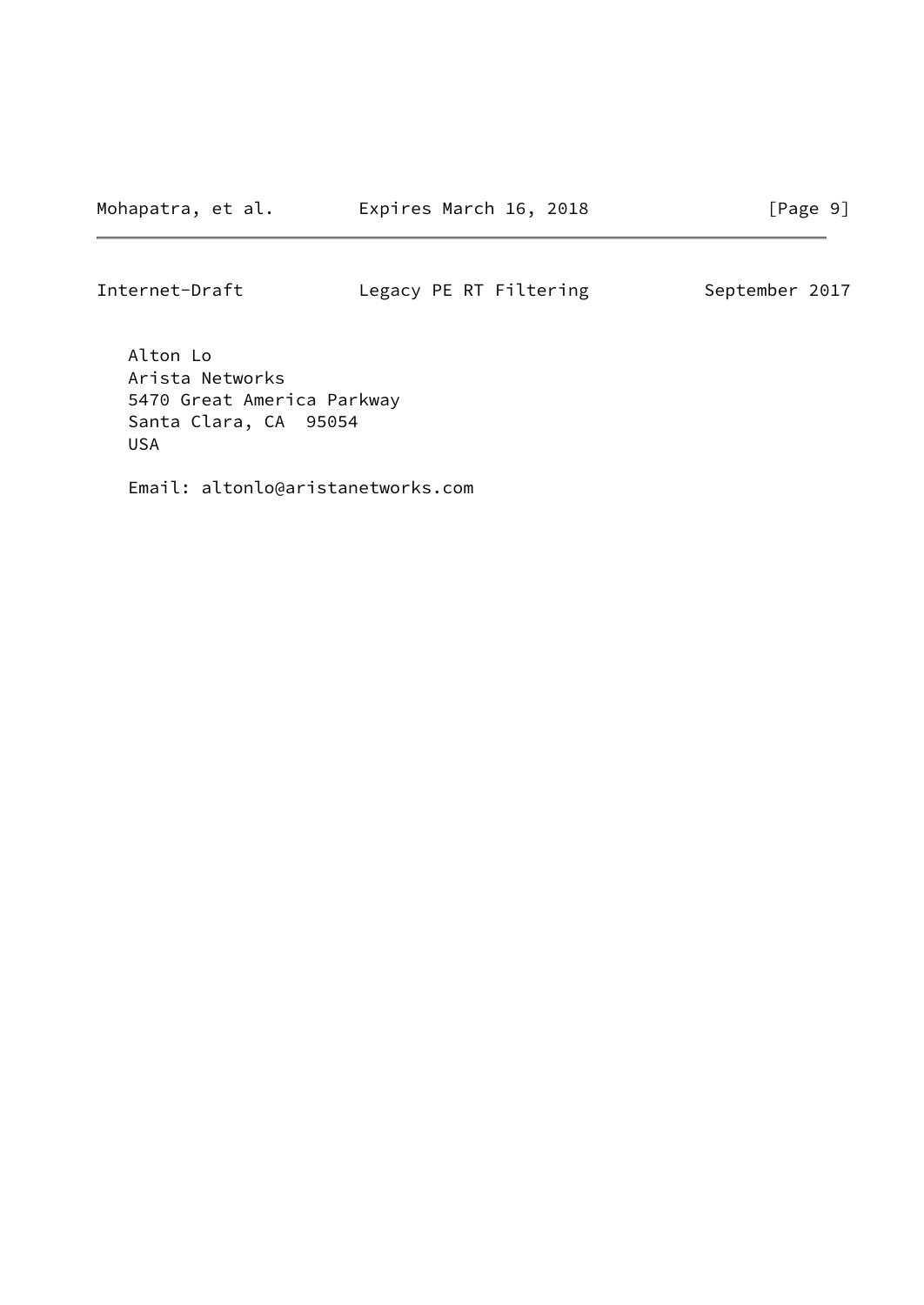Alton Lo
Arista Networks
5470 Great America Parkway
Santa Clara, CA  95054
USA

Email: altonlo@aristanetworks.com